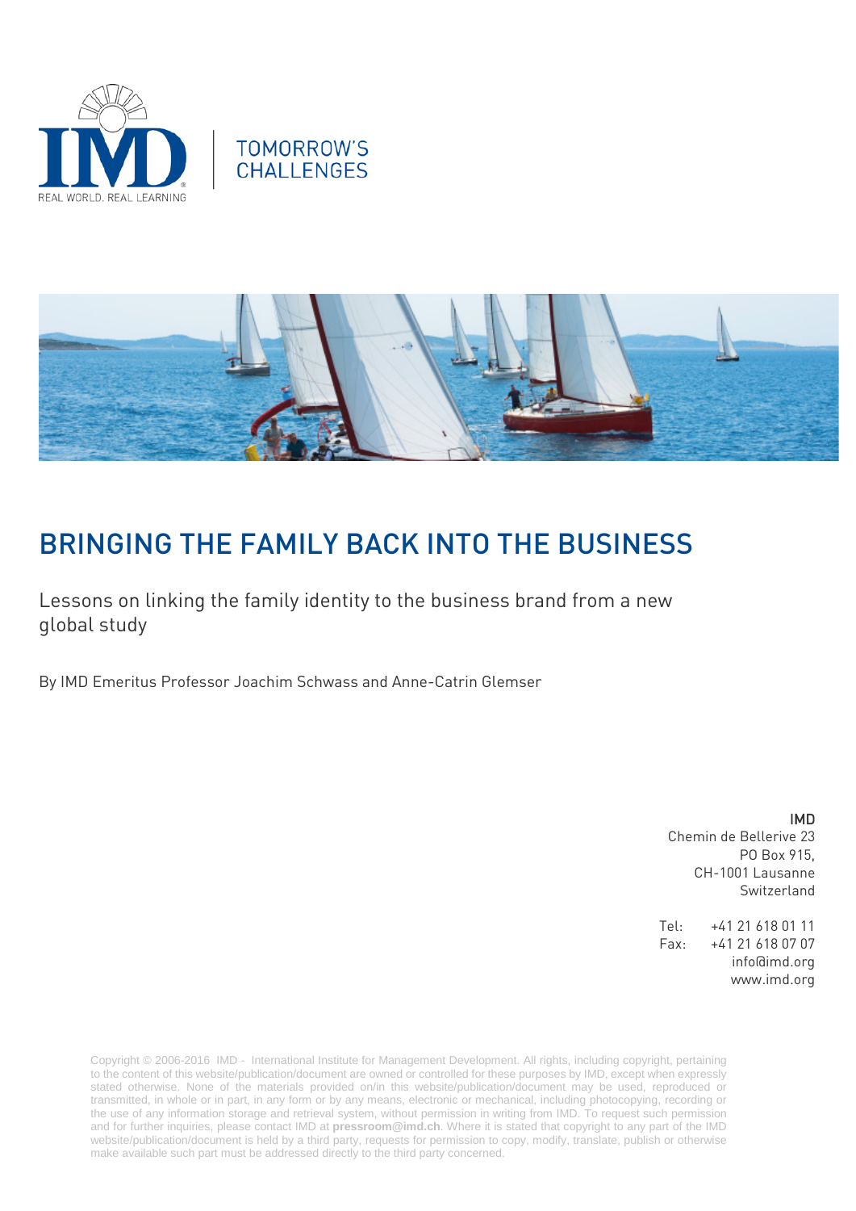TOMORROW'S CHALLENGES

# BRINGING THE FAMILY BACK INTO THE BUSINESS

Lessons on linking the family identity to the business brand from a new global study

By IMD Emeritus Professor Joachim Schwass and Anne-Catrin Glemser

**IMD**
Chemin de Bellerive 23
PO Box 915,
CH-1001 Lausanne
Switzerland

Tel: +41 21 618 01 11
Fax: +41 21 618 07 07
info@imd.org
www.imd.org

Copyright © 2006-2016 IMD - International Institute for Management Development. All rights, including copyright, pertaining to the content of this website/publication/document are owned or controlled for these purposes by IMD, except when expressly stated otherwise. None of the materials provided on/in this website/publication/document may be used, reproduced or transmitted, in whole or in part, in any form or by any means, electronic or mechanical, including photocopying, recording or the use of any information storage and retrieval system, without permission in writing from IMD. To request such permission and for further inquiries, please contact IMD at **pressroom@imd.ch**. Where it is stated that copyright to any part of the IMD website/publication/document is held by a third party, requests for permission to copy, modify, translate, publish or otherwise make available such part must be addressed directly to the third party concerned.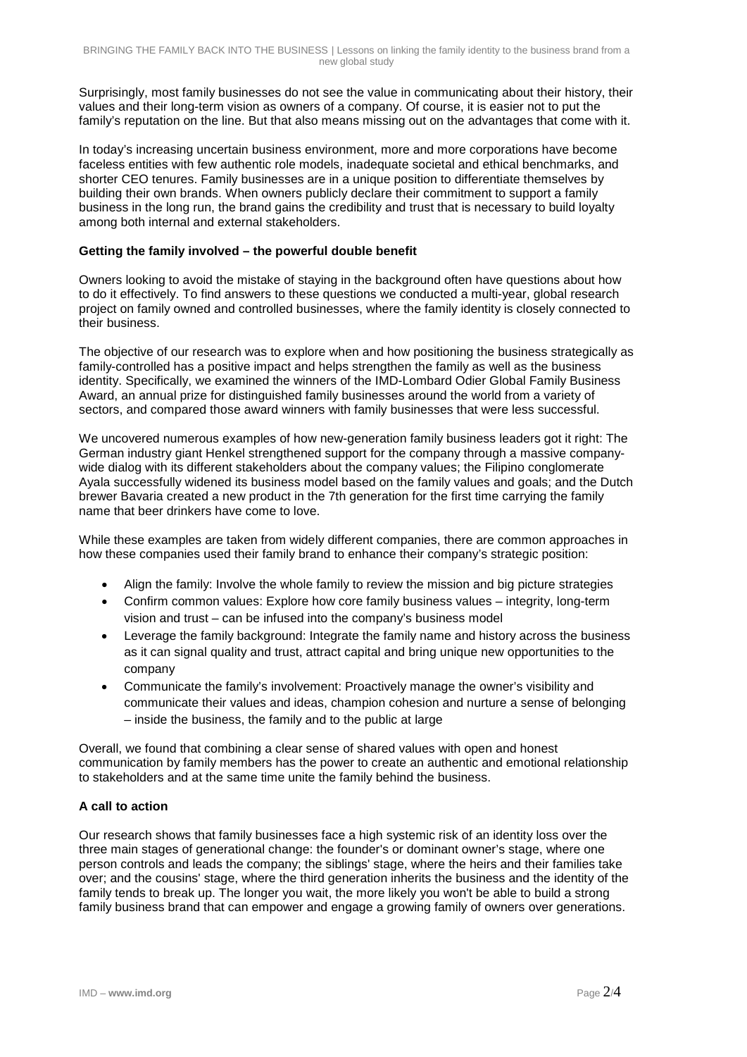Surprisingly, most family businesses do not see the value in communicating about their history, their values and their long-term vision as owners of a company. Of course, it is easier not to put the family's reputation on the line. But that also means missing out on the advantages that come with it.

In today's increasing uncertain business environment, more and more corporations have become faceless entities with few authentic role models, inadequate societal and ethical benchmarks, and shorter CEO tenures. Family businesses are in a unique position to differentiate themselves by building their own brands. When owners publicly declare their commitment to support a family business in the long run, the brand gains the credibility and trust that is necessary to build loyalty among both internal and external stakeholders.

**Getting the family involved – the powerful double benefit**

Owners looking to avoid the mistake of staying in the background often have questions about how to do it effectively. To find answers to these questions we conducted a multi-year, global research project on family owned and controlled businesses, where the family identity is closely connected to their business.

The objective of our research was to explore when and how positioning the business strategically as family-controlled has a positive impact and helps strengthen the family as well as the business identity. Specifically, we examined the winners of the IMD-Lombard Odier Global Family Business Award, an annual prize for distinguished family businesses around the world from a variety of sectors, and compared those award winners with family businesses that were less successful.

We uncovered numerous examples of how new-generation family business leaders got it right: The German industry giant Henkel strengthened support for the company through a massive company-wide dialog with its different stakeholders about the company values; the Filipino conglomerate Ayala successfully widened its business model based on the family values and goals; and the Dutch brewer Bavaria created a new product in the 7th generation for the first time carrying the family name that beer drinkers have come to love.

While these examples are taken from widely different companies, there are common approaches in how these companies used their family brand to enhance their company's strategic position:

- Align the family: Involve the whole family to review the mission and big picture strategies
- Confirm common values: Explore how core family business values – integrity, long-term vision and trust – can be infused into the company's business model
- Leverage the family background: Integrate the family name and history across the business as it can signal quality and trust, attract capital and bring unique new opportunities to the company
- Communicate the family's involvement: Proactively manage the owner's visibility and communicate their values and ideas, champion cohesion and nurture a sense of belonging – inside the business, the family and to the public at large

Overall, we found that combining a clear sense of shared values with open and honest communication by family members has the power to create an authentic and emotional relationship to stakeholders and at the same time unite the family behind the business.

**A call to action**

Our research shows that family businesses face a high systemic risk of an identity loss over the three main stages of generational change: the founder's or dominant owner's stage, where one person controls and leads the company; the siblings' stage, where the heirs and their families take over; and the cousins' stage, where the third generation inherits the business and the identity of the family tends to break up. The longer you wait, the more likely you won't be able to build a strong family business brand that can empower and engage a growing family of owners over generations.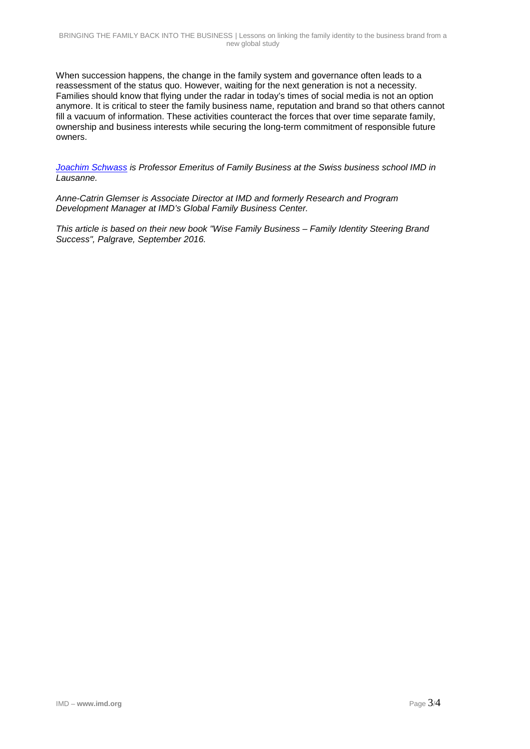When succession happens, the change in the family system and governance often leads to a reassessment of the status quo. However, waiting for the next generation is not a necessity. Families should know that flying under the radar in today's times of social media is not an option anymore. It is critical to steer the family business name, reputation and brand so that others cannot fill a vacuum of information. These activities counteract the forces that over time separate family, ownership and business interests while securing the long-term commitment of responsible future owners.

*Joachim Schwass is Professor Emeritus of Family Business at the Swiss business school IMD in Lausanne.*

*Anne-Catrin Glemser is Associate Director at IMD and formerly Research and Program Development Manager at IMD's Global Family Business Center.*

*This article is based on their new book "Wise Family Business – Family Identity Steering Brand Success", Palgrave, September 2016.*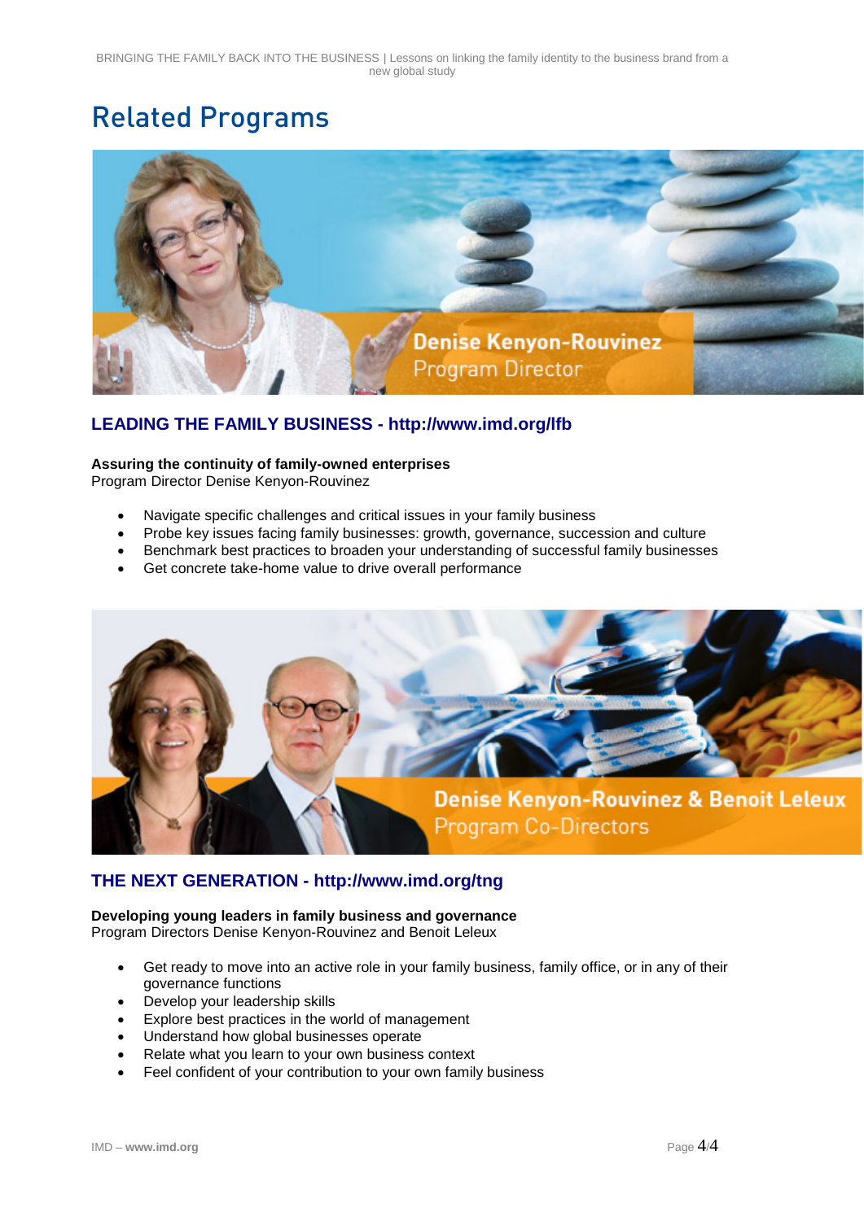# Related Programs

## LEADING THE FAMILY BUSINESS - http://www.imd.org/lfb

**Assuring the continuity of family-owned enterprises**
Program Director Denise Kenyon-Rouvinez

- Navigate specific challenges and critical issues in your family business
- Probe key issues facing family businesses: growth, governance, succession and culture
- Benchmark best practices to broaden your understanding of successful family businesses
- Get concrete take-home value to drive overall performance

## THE NEXT GENERATION - http://www.imd.org/tng

**Developing young leaders in family business and governance**
Program Directors Denise Kenyon-Rouvinez and Benoit Leleux

- Get ready to move into an active role in your family business, family office, or in any of their governance functions
- Develop your leadership skills
- Explore best practices in the world of management
- Understand how global businesses operate
- Relate what you learn to your own business context
- Feel confident of your contribution to your own family business